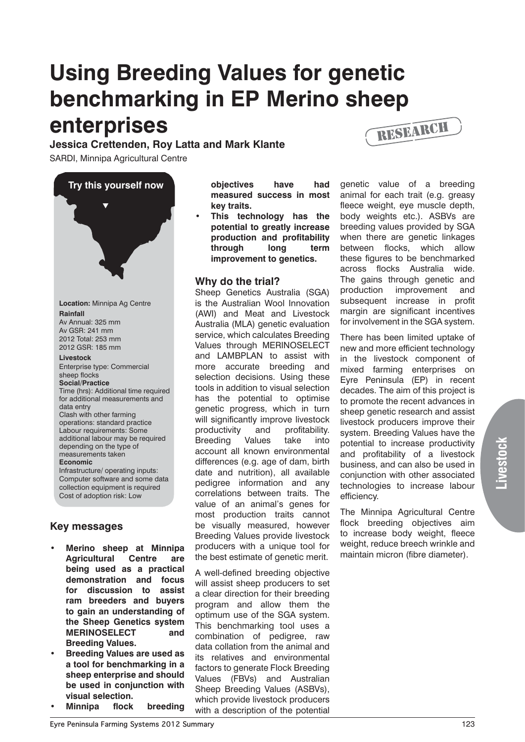# Using Breeding Values for genetic benchmarking in EP Merino sheep enterprises

RESEARCH

**Jessica Crettenden, Roy Latta and Mark Klante**

SARDI, Minnipa Agricultural Centre

**Try this yourself now**

**Location:** Minnipa Ag Centre

**Rainfall**
Av Annual: 325 mm
Av GSR: 241 mm
2012 Total: 253 mm
2012 GSR: 185 mm

**Livestock**
Enterprise type: Commercial sheep flocks

**Social/Practice**
Time (hrs): Additional time required for additional measurements and data entry
Clash with other farming operations: standard practice
Labour requirements: Some additional labour may be required depending on the type of measurements taken

**Economic**
Infrastructure/ operating inputs: Computer software and some data collection equipment is required
Cost of adoption risk: Low

## Key messages

- **Merino sheep at Minnipa Agricultural Centre are being used as a practical demonstration and focus for discussion to assist ram breeders and buyers to gain an understanding of the Sheep Genetics system MERINOSELECT and Breeding Values.**
- **Breeding Values are used as a tool for benchmarking in a sheep enterprise and should be used in conjunction with visual selection.**
- **Minnipa flock breeding objectives have had measured success in most key traits.**
- **This technology has the potential to greatly increase production and profitability through long term improvement to genetics.**

## Why do the trial?

Sheep Genetics Australia (SGA) is the Australian Wool Innovation (AWI) and Meat and Livestock Australia (MLA) genetic evaluation service, which calculates Breeding Values through MERINOSELECT and LAMBPLAN to assist with more accurate breeding and selection decisions. Using these tools in addition to visual selection has the potential to optimise genetic progress, which in turn will significantly improve livestock productivity and profitability. Breeding Values take into account all known environmental differences (e.g. age of dam, birth date and nutrition), all available pedigree information and any correlations between traits. The value of an animal's genes for most production traits cannot be visually measured, however Breeding Values provide livestock producers with a unique tool for the best estimate of genetic merit.

A well-defined breeding objective will assist sheep producers to set a clear direction for their breeding program and allow them the optimum use of the SGA system. This benchmarking tool uses a combination of pedigree, raw data collation from the animal and its relatives and environmental factors to generate Flock Breeding Values (FBVs) and Australian Sheep Breeding Values (ASBVs), which provide livestock producers with a description of the potential genetic value of a breeding animal for each trait (e.g. greasy fleece weight, eye muscle depth, body weights etc.). ASBVs are breeding values provided by SGA when there are genetic linkages between flocks, which allow these figures to be benchmarked across flocks Australia wide. The gains through genetic and production improvement and subsequent increase in profit margin are significant incentives for involvement in the SGA system.

There has been limited uptake of new and more efficient technology in the livestock component of mixed farming enterprises on Eyre Peninsula (EP) in recent decades. The aim of this project is to promote the recent advances in sheep genetic research and assist livestock producers improve their system. Breeding Values have the potential to increase productivity and profitability of a livestock business, and can also be used in conjunction with other associated technologies to increase labour efficiency.

The Minnipa Agricultural Centre flock breeding objectives aim to increase body weight, fleece weight, reduce breech wrinkle and maintain micron (fibre diameter).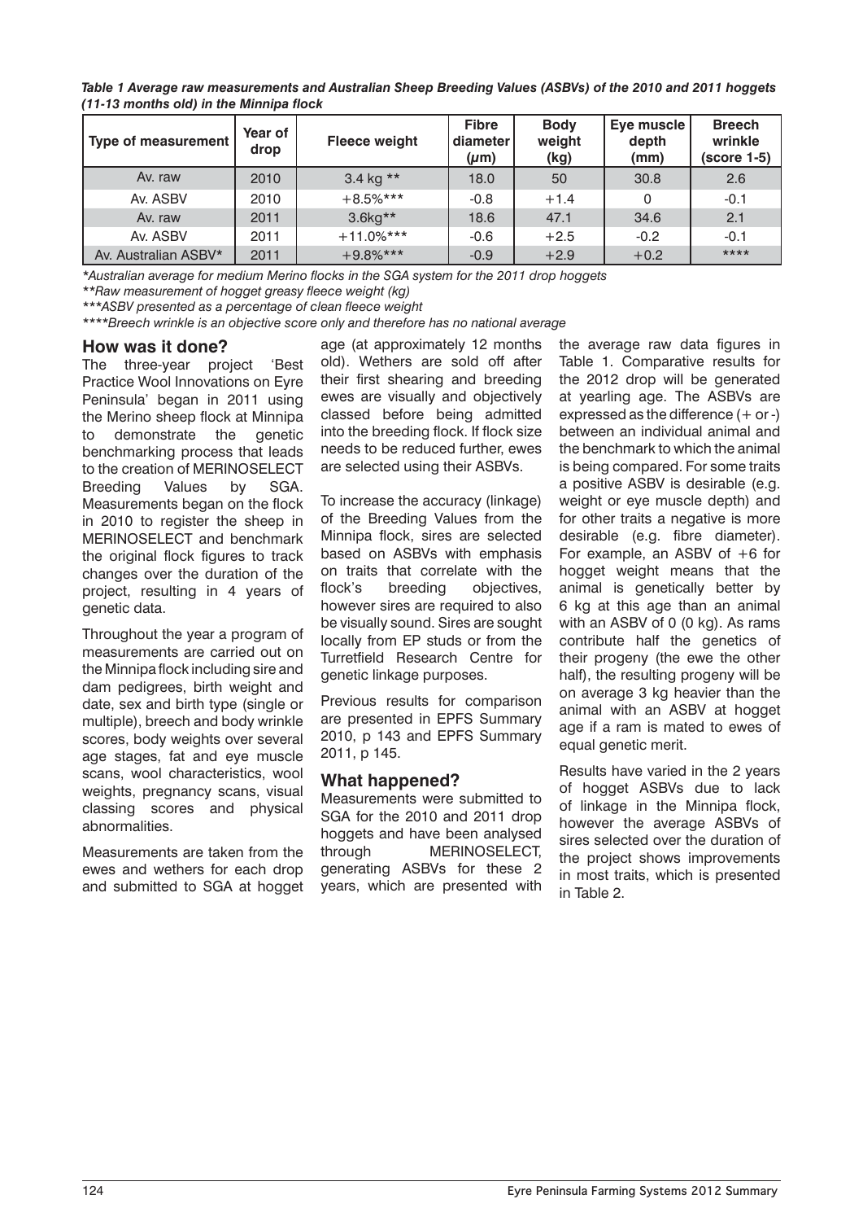*Table 1 Average raw measurements and Australian Sheep Breeding Values (ASBVs) of the 2010 and 2011 hoggets (11-13 months old) in the Minnipa flock*

| Type of measurement | Year of drop | Fleece weight | Fibre diameter (μm) | Body weight (kg) | Eye muscle depth (mm) | Breech wrinkle (score 1-5) |
|---|---|---|---|---|---|---|
| Av. raw | 2010 | 3.4 kg ** | 18.0 | 50 | 30.8 | 2.6 |
| Av. ASBV | 2010 | +8.5%*** | -0.8 | +1.4 | 0 | -0.1 |
| Av. raw | 2011 | 3.6kg** | 18.6 | 47.1 | 34.6 | 2.1 |
| Av. ASBV | 2011 | +11.0%*** | -0.6 | +2.5 | -0.2 | -0.1 |
| Av. Australian ASBV* | 2011 | +9.8%*** | -0.9 | +2.9 | +0.2 | **** |

*\*Australian average for medium Merino flocks in the SGA system for the 2011 drop hoggets*

*\*\*Raw measurement of hogget greasy fleece weight (kg)*

*\*\*\*ASBV presented as a percentage of clean fleece weight*

*\*\*\*\*Breech wrinkle is an objective score only and therefore has no national average*

## How was it done?

The three-year project 'Best Practice Wool Innovations on Eyre Peninsula' began in 2011 using the Merino sheep flock at Minnipa to demonstrate the genetic benchmarking process that leads to the creation of MERINOSELECT Breeding Values by SGA. Measurements began on the flock in 2010 to register the sheep in MERINOSELECT and benchmark the original flock figures to track changes over the duration of the project, resulting in 4 years of genetic data.

Throughout the year a program of measurements are carried out on the Minnipa flock including sire and dam pedigrees, birth weight and date, sex and birth type (single or multiple), breech and body wrinkle scores, body weights over several age stages, fat and eye muscle scans, wool characteristics, wool weights, pregnancy scans, visual classing scores and physical abnormalities.

Measurements are taken from the ewes and wethers for each drop and submitted to SGA at hogget age (at approximately 12 months old). Wethers are sold off after their first shearing and breeding ewes are visually and objectively classed before being admitted into the breeding flock. If flock size needs to be reduced further, ewes are selected using their ASBVs.

To increase the accuracy (linkage) of the Breeding Values from the Minnipa flock, sires are selected based on ASBVs with emphasis on traits that correlate with the flock's breeding objectives, however sires are required to also be visually sound. Sires are sought locally from EP studs or from the Turretfield Research Centre for genetic linkage purposes.

Previous results for comparison are presented in EPFS Summary 2010, p 143 and EPFS Summary 2011, p 145.

## What happened?

Measurements were submitted to SGA for the 2010 and 2011 drop hoggets and have been analysed through MERINOSELECT, generating ASBVs for these 2 years, which are presented with the average raw data figures in Table 1. Comparative results for the 2012 drop will be generated at yearling age. The ASBVs are expressed as the difference (+ or -) between an individual animal and the benchmark to which the animal is being compared. For some traits a positive ASBV is desirable (e.g. weight or eye muscle depth) and for other traits a negative is more desirable (e.g. fibre diameter). For example, an ASBV of +6 for hogget weight means that the animal is genetically better by 6 kg at this age than an animal with an ASBV of 0 (0 kg). As rams contribute half the genetics of their progeny (the ewe the other half), the resulting progeny will be on average 3 kg heavier than the animal with an ASBV at hogget age if a ram is mated to ewes of equal genetic merit.

Results have varied in the 2 years of hogget ASBVs due to lack of linkage in the Minnipa flock, however the average ASBVs of sires selected over the duration of the project shows improvements in most traits, which is presented in Table 2.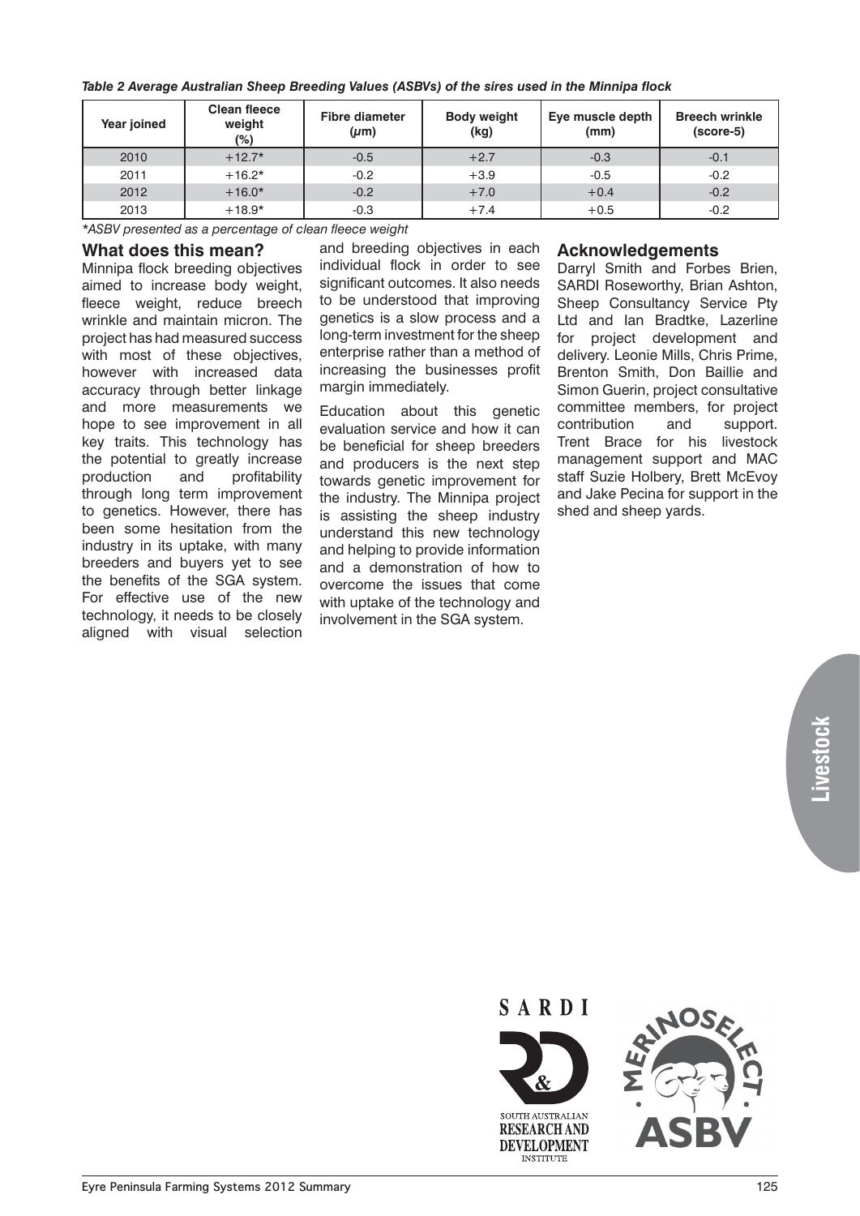*Table 2 Average Australian Sheep Breeding Values (ASBVs) of the sires used in the Minnipa flock*

| Year joined | Clean fleece weight (%) | Fibre diameter (μm) | Body weight (kg) | Eye muscle depth (mm) | Breech wrinkle (score-5) |
|---|---|---|---|---|---|
| 2010 | +12.7* | -0.5 | +2.7 | -0.3 | -0.1 |
| 2011 | +16.2* | -0.2 | +3.9 | -0.5 | -0.2 |
| 2012 | +16.0* | -0.2 | +7.0 | +0.4 | -0.2 |
| 2013 | +18.9* | -0.3 | +7.4 | +0.5 | -0.2 |

*\*ASBV presented as a percentage of clean fleece weight*

## What does this mean?

Minnipa flock breeding objectives aimed to increase body weight, fleece weight, reduce breech wrinkle and maintain micron. The project has had measured success with most of these objectives, however with increased data accuracy through better linkage and more measurements we hope to see improvement in all key traits. This technology has the potential to greatly increase production and profitability through long term improvement to genetics. However, there has been some hesitation from the industry in its uptake, with many breeders and buyers yet to see the benefits of the SGA system. For effective use of the new technology, it needs to be closely aligned with visual selection and breeding objectives in each individual flock in order to see significant outcomes. It also needs to be understood that improving genetics is a slow process and a long-term investment for the sheep enterprise rather than a method of increasing the businesses profit margin immediately.

Education about this genetic evaluation service and how it can be beneficial for sheep breeders and producers is the next step towards genetic improvement for the industry. The Minnipa project is assisting the sheep industry understand this new technology and helping to provide information and a demonstration of how to overcome the issues that come with uptake of the technology and involvement in the SGA system.

## Acknowledgements

Darryl Smith and Forbes Brien, SARDI Roseworthy, Brian Ashton, Sheep Consultancy Service Pty Ltd and Ian Bradtke, Lazerline for project development and delivery. Leonie Mills, Chris Prime, Brenton Smith, Don Baillie and Simon Guerin, project consultative committee members, for project contribution and support. Trent Brace for his livestock management support and MAC staff Suzie Holbery, Brett McEvoy and Jake Pecina for support in the shed and sheep yards.